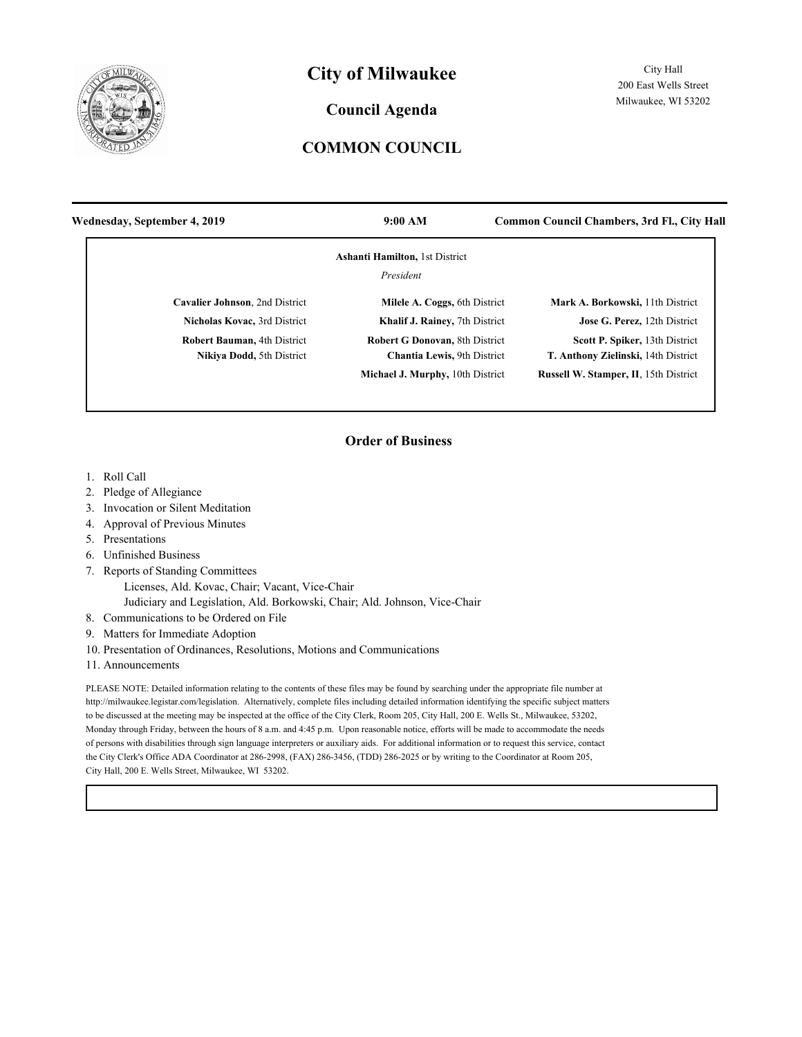# City of Milwaukee

City Hall
200 East Wells Street
Milwaukee, WI 53202

## Council Agenda

## COMMON COUNCIL

**Wednesday, September 4, 2019** | **9:00 AM** | **Common Council Chambers, 3rd Fl., City Hall**

**Ashanti Hamilton,** 1st District
*President*

**Cavalier Johnson**, 2nd District
**Nicholas Kovac,** 3rd District
**Robert Bauman,** 4th District
**Nikiya Dodd,** 5th District
**Milele A. Coggs,** 6th District
**Khalif J. Rainey,** 7th District
**Robert G Donovan,** 8th District
**Chantia Lewis,** 9th District
**Michael J. Murphy,** 10th District
**Mark A. Borkowski,** 11th District
**Jose G. Perez,** 12th District
**Scott P. Spiker,** 13th District
**T. Anthony Zielinski,** 14th District
**Russell W. Stamper, II**, 15th District

## Order of Business

1. Roll Call
2. Pledge of Allegiance
3. Invocation or Silent Meditation
4. Approval of Previous Minutes
5. Presentations
6. Unfinished Business
7. Reports of Standing Committees
   Licenses, Ald. Kovac, Chair; Vacant, Vice-Chair
   Judiciary and Legislation, Ald. Borkowski, Chair; Ald. Johnson, Vice-Chair
8. Communications to be Ordered on File
9. Matters for Immediate Adoption
10. Presentation of Ordinances, Resolutions, Motions and Communications
11. Announcements

PLEASE NOTE: Detailed information relating to the contents of these files may be found by searching under the appropriate file number at http://milwaukee.legistar.com/legislation. Alternatively, complete files including detailed information identifying the specific subject matters to be discussed at the meeting may be inspected at the office of the City Clerk, Room 205, City Hall, 200 E. Wells St., Milwaukee, 53202, Monday through Friday, between the hours of 8 a.m. and 4:45 p.m. Upon reasonable notice, efforts will be made to accommodate the needs of persons with disabilities through sign language interpreters or auxiliary aids. For additional information or to request this service, contact the City Clerk's Office ADA Coordinator at 286-2998, (FAX) 286-3456, (TDD) 286-2025 or by writing to the Coordinator at Room 205, City Hall, 200 E. Wells Street, Milwaukee, WI 53202.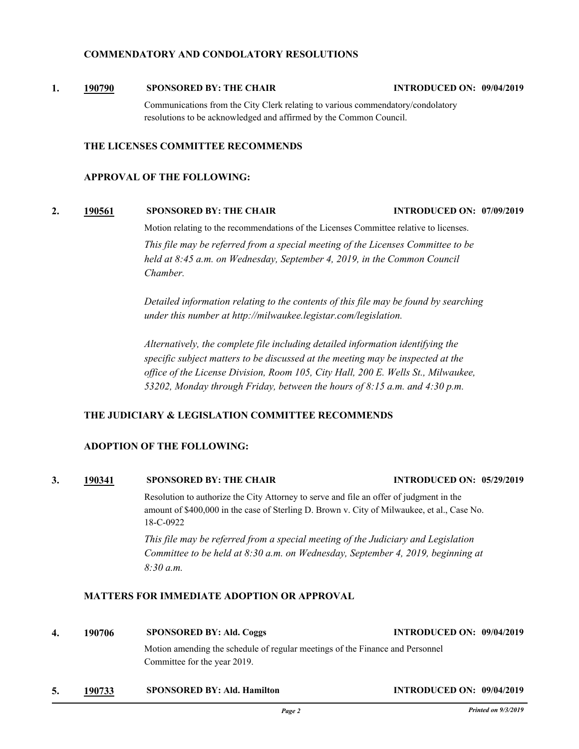### COMMENDATORY AND CONDOLATORY RESOLUTIONS

**1.** **190790** **SPONSORED BY: THE CHAIR** **INTRODUCED ON: 09/04/2019**

Communications from the City Clerk relating to various commendatory/condolatory resolutions to be acknowledged and affirmed by the Common Council.

### THE LICENSES COMMITTEE RECOMMENDS

### APPROVAL OF THE FOLLOWING:

**2.** **190561** **SPONSORED BY: THE CHAIR** **INTRODUCED ON: 07/09/2019**

Motion relating to the recommendations of the Licenses Committee relative to licenses.

*This file may be referred from a special meeting of the Licenses Committee to be held at 8:45 a.m. on Wednesday, September 4, 2019, in the Common Council Chamber.*

*Detailed information relating to the contents of this file may be found by searching under this number at http://milwaukee.legistar.com/legislation.*

*Alternatively, the complete file including detailed information identifying the specific subject matters to be discussed at the meeting may be inspected at the office of the License Division, Room 105, City Hall, 200 E. Wells St., Milwaukee, 53202, Monday through Friday, between the hours of 8:15 a.m. and 4:30 p.m.*

### THE JUDICIARY & LEGISLATION COMMITTEE RECOMMENDS

### ADOPTION OF THE FOLLOWING:

**3.** **190341** **SPONSORED BY: THE CHAIR** **INTRODUCED ON: 05/29/2019**

Resolution to authorize the City Attorney to serve and file an offer of judgment in the amount of $400,000 in the case of Sterling D. Brown v. City of Milwaukee, et al., Case No. 18-C-0922

*This file may be referred from a special meeting of the Judiciary and Legislation Committee to be held at 8:30 a.m. on Wednesday, September 4, 2019, beginning at 8:30 a.m.*

### MATTERS FOR IMMEDIATE ADOPTION OR APPROVAL

**4.** **190706** **SPONSORED BY: Ald. Coggs** **INTRODUCED ON: 09/04/2019**

Motion amending the schedule of regular meetings of the Finance and Personnel Committee for the year 2019.

**5.** **190733** **SPONSORED BY: Ald. Hamilton** **INTRODUCED ON: 09/04/2019**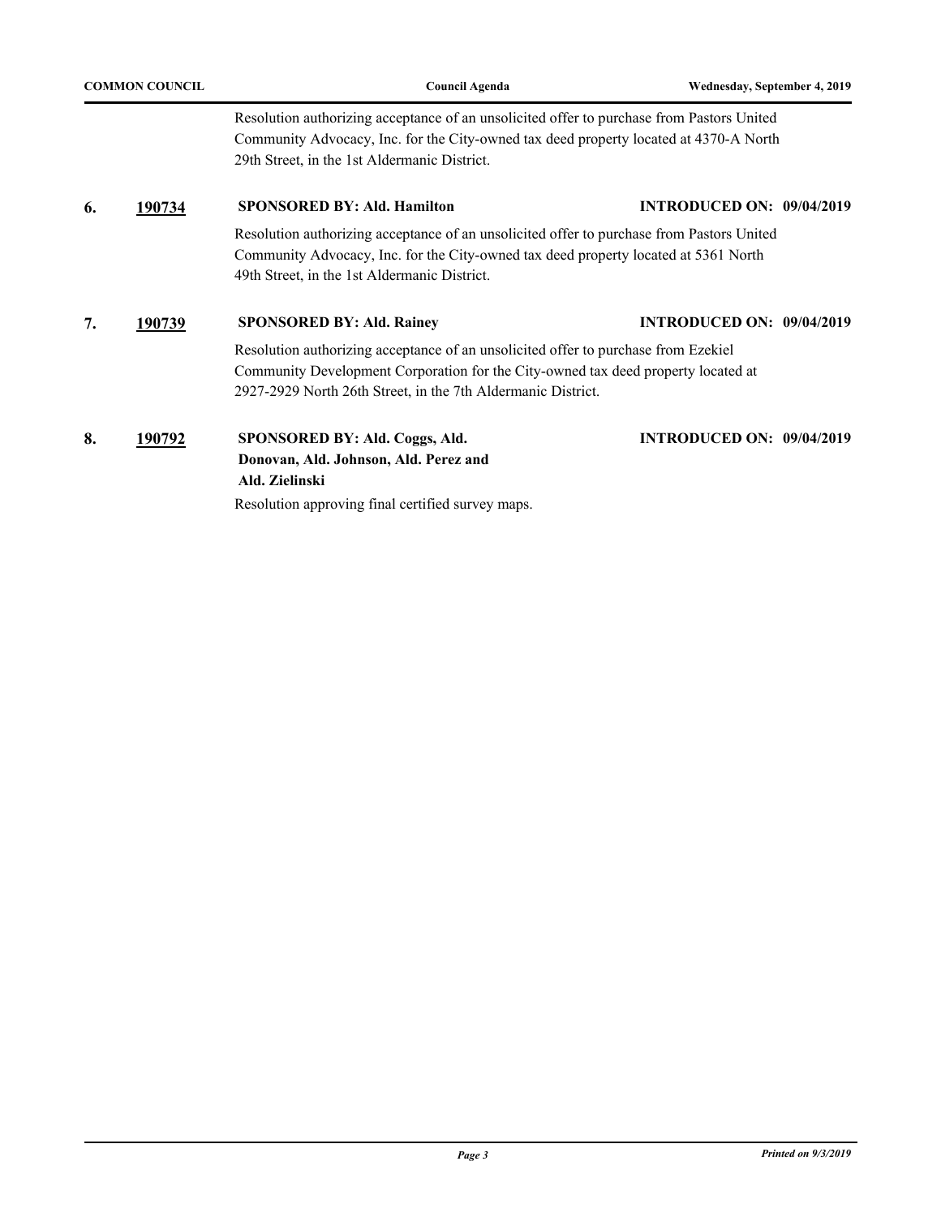Resolution authorizing acceptance of an unsolicited offer to purchase from Pastors United Community Advocacy, Inc. for the City-owned tax deed property located at 4370-A North 29th Street, in the 1st Aldermanic District.

**6.** **190734** **SPONSORED BY: Ald. Hamilton** **INTRODUCED ON: 09/04/2019**

Resolution authorizing acceptance of an unsolicited offer to purchase from Pastors United Community Advocacy, Inc. for the City-owned tax deed property located at 5361 North 49th Street, in the 1st Aldermanic District.

**7.** **190739** **SPONSORED BY: Ald. Rainey** **INTRODUCED ON: 09/04/2019**

Resolution authorizing acceptance of an unsolicited offer to purchase from Ezekiel Community Development Corporation for the City-owned tax deed property located at 2927-2929 North 26th Street, in the 7th Aldermanic District.

**8.** **190792** **SPONSORED BY: Ald. Coggs, Ald. Donovan, Ald. Johnson, Ald. Perez and Ald. Zielinski** **INTRODUCED ON: 09/04/2019**

Resolution approving final certified survey maps.